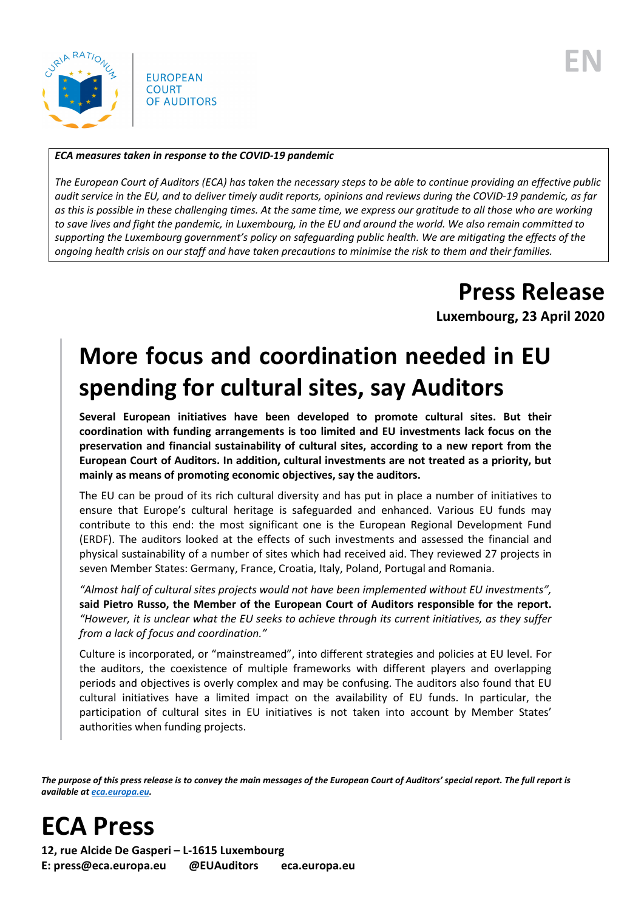EUROPEAN COURT OF AUDITORS

EN

***ECA measures taken in response to the COVID-19 pandemic***

*The European Court of Auditors (ECA) has taken the necessary steps to be able to continue providing an effective public audit service in the EU, and to deliver timely audit reports, opinions and reviews during the COVID-19 pandemic, as far as this is possible in these challenging times. At the same time, we express our gratitude to all those who are working to save lives and fight the pandemic, in Luxembourg, in the EU and around the world. We also remain committed to supporting the Luxembourg government's policy on safeguarding public health. We are mitigating the effects of the ongoing health crisis on our staff and have taken precautions to minimise the risk to them and their families.*

# Press Release

**Luxembourg, 23 April 2020**

## More focus and coordination needed in EU spending for cultural sites, say Auditors

**Several European initiatives have been developed to promote cultural sites. But their coordination with funding arrangements is too limited and EU investments lack focus on the preservation and financial sustainability of cultural sites, according to a new report from the European Court of Auditors. In addition, cultural investments are not treated as a priority, but mainly as means of promoting economic objectives, say the auditors.**

The EU can be proud of its rich cultural diversity and has put in place a number of initiatives to ensure that Europe's cultural heritage is safeguarded and enhanced. Various EU funds may contribute to this end: the most significant one is the European Regional Development Fund (ERDF). The auditors looked at the effects of such investments and assessed the financial and physical sustainability of a number of sites which had received aid. They reviewed 27 projects in seven Member States: Germany, France, Croatia, Italy, Poland, Portugal and Romania.

*"Almost half of cultural sites projects would not have been implemented without EU investments",* **said Pietro Russo, the Member of the European Court of Auditors responsible for the report.** *"However, it is unclear what the EU seeks to achieve through its current initiatives, as they suffer from a lack of focus and coordination."*

Culture is incorporated, or "mainstreamed", into different strategies and policies at EU level. For the auditors, the coexistence of multiple frameworks with different players and overlapping periods and objectives is overly complex and may be confusing. The auditors also found that EU cultural initiatives have a limited impact on the availability of EU funds. In particular, the participation of cultural sites in EU initiatives is not taken into account by Member States' authorities when funding projects.

***The purpose of this press release is to convey the main messages of the European Court of Auditors' special report. The full report is available at [eca.europa.eu](eca.europa.eu).***

# ECA Press

**12, rue Alcide De Gasperi – L-1615 Luxembourg**
**E: press@eca.europa.eu @EUAuditors eca.europa.eu**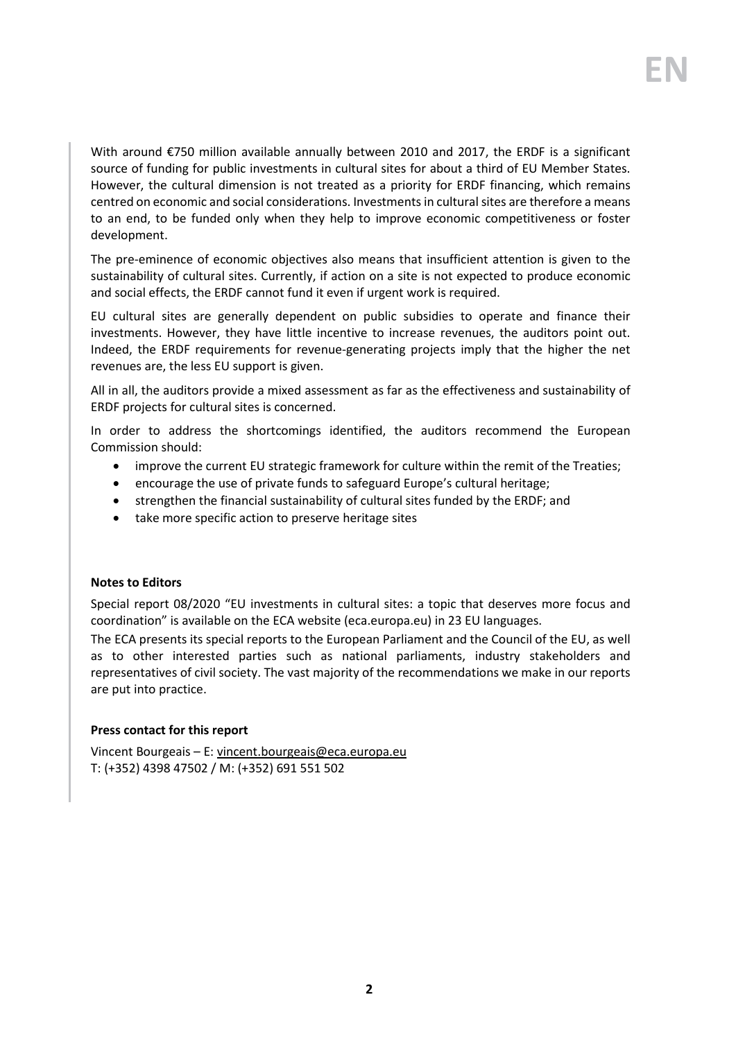With around €750 million available annually between 2010 and 2017, the ERDF is a significant source of funding for public investments in cultural sites for about a third of EU Member States. However, the cultural dimension is not treated as a priority for ERDF financing, which remains centred on economic and social considerations. Investments in cultural sites are therefore a means to an end, to be funded only when they help to improve economic competitiveness or foster development.

The pre-eminence of economic objectives also means that insufficient attention is given to the sustainability of cultural sites. Currently, if action on a site is not expected to produce economic and social effects, the ERDF cannot fund it even if urgent work is required.

EU cultural sites are generally dependent on public subsidies to operate and finance their investments. However, they have little incentive to increase revenues, the auditors point out. Indeed, the ERDF requirements for revenue-generating projects imply that the higher the net revenues are, the less EU support is given.

All in all, the auditors provide a mixed assessment as far as the effectiveness and sustainability of ERDF projects for cultural sites is concerned.

In order to address the shortcomings identified, the auditors recommend the European Commission should:

- improve the current EU strategic framework for culture within the remit of the Treaties;
- encourage the use of private funds to safeguard Europe's cultural heritage;
- strengthen the financial sustainability of cultural sites funded by the ERDF; and
- take more specific action to preserve heritage sites

**Notes to Editors**

Special report 08/2020 "EU investments in cultural sites: a topic that deserves more focus and coordination" is available on the ECA website (eca.europa.eu) in 23 EU languages.

The ECA presents its special reports to the European Parliament and the Council of the EU, as well as to other interested parties such as national parliaments, industry stakeholders and representatives of civil society. The vast majority of the recommendations we make in our reports are put into practice.

**Press contact for this report**

Vincent Bourgeais – E: vincent.bourgeais@eca.europa.eu
T: (+352) 4398 47502 / M: (+352) 691 551 502